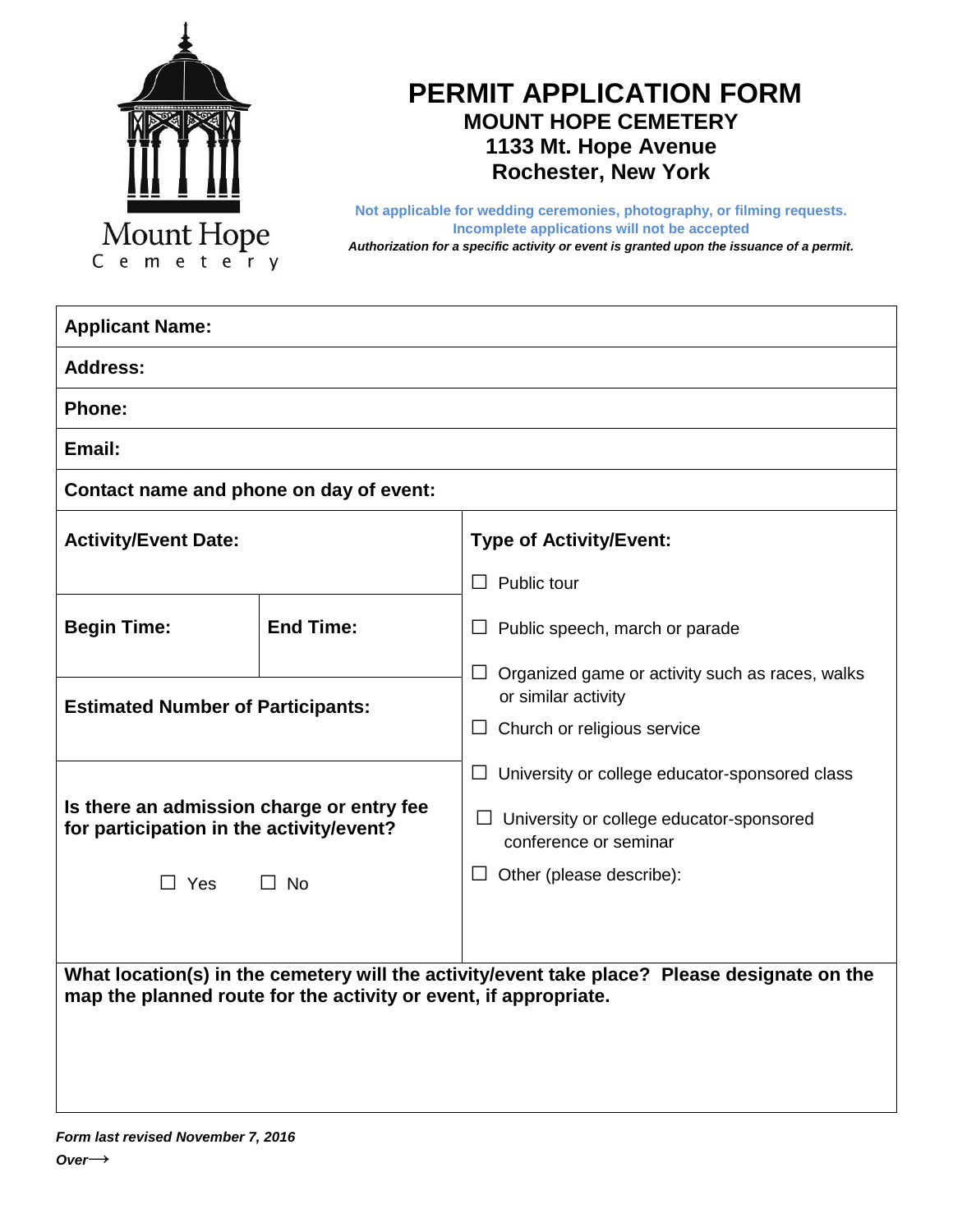Mount Hope
Cemetery

# PERMIT APPLICATION FORM

## MOUNT HOPE CEMETERY
## 1133 Mt. Hope Avenue
## Rochester, New York

**Not applicable for wedding ceremonies, photography, or filming requests.**
**Incomplete applications will not be accepted**
***Authorization for a specific activity or event is granted upon the issuance of a permit.***

**Applicant Name:**

**Address:**

**Phone:**

**Email:**

**Contact name and phone on day of event:**

**Activity/Event Date:**

**Begin Time:** | **End Time:**

**Estimated Number of Participants:**

**Is there an admission charge or entry fee for participation in the activity/event?**

☐ Yes ☐ No

**Type of Activity/Event:**

☐ Public tour

☐ Public speech, march or parade

☐ Organized game or activity such as races, walks or similar activity

☐ Church or religious service

☐ University or college educator-sponsored class

☐ University or college educator-sponsored conference or seminar

☐ Other (please describe):

**What location(s) in the cemetery will the activity/event take place? Please designate on the map the planned route for the activity or event, if appropriate.**

***Form last revised November 7, 2016***

***Over⟶***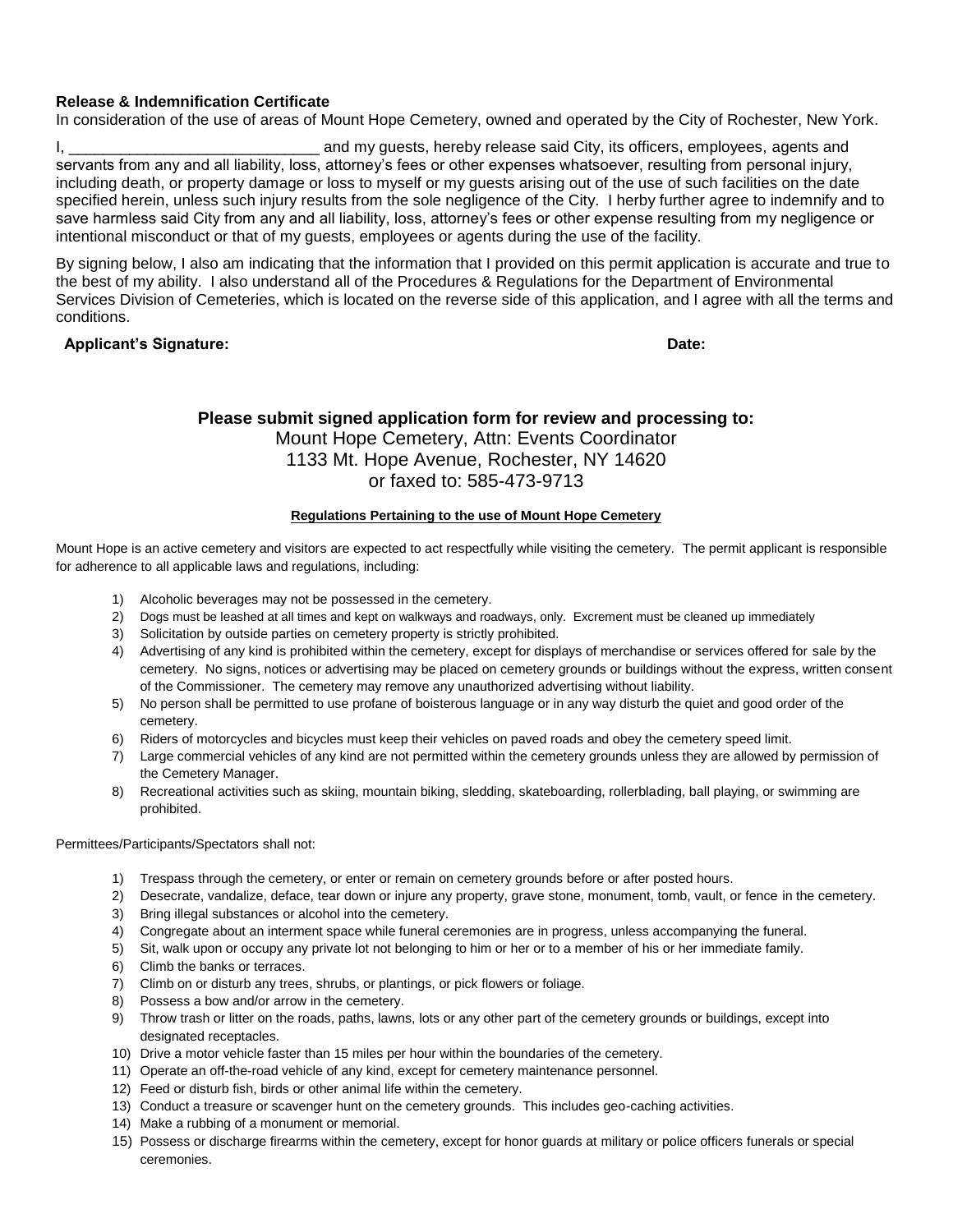**Release & Indemnification Certificate**

In consideration of the use of areas of Mount Hope Cemetery, owned and operated by the City of Rochester, New York.

I, _____________________________ and my guests, hereby release said City, its officers, employees, agents and servants from any and all liability, loss, attorney's fees or other expenses whatsoever, resulting from personal injury, including death, or property damage or loss to myself or my guests arising out of the use of such facilities on the date specified herein, unless such injury results from the sole negligence of the City. I herby further agree to indemnify and to save harmless said City from any and all liability, loss, attorney's fees or other expense resulting from my negligence or intentional misconduct or that of my guests, employees or agents during the use of the facility.

By signing below, I also am indicating that the information that I provided on this permit application is accurate and true to the best of my ability. I also understand all of the Procedures & Regulations for the Department of Environmental Services Division of Cemeteries, which is located on the reverse side of this application, and I agree with all the terms and conditions.

**Applicant's Signature:** **Date:**

**Please submit signed application form for review and processing to:**

Mount Hope Cemetery, Attn: Events Coordinator
1133 Mt. Hope Avenue, Rochester, NY 14620
or faxed to: 585-473-9713

**Regulations Pertaining to the use of Mount Hope Cemetery**

Mount Hope is an active cemetery and visitors are expected to act respectfully while visiting the cemetery. The permit applicant is responsible for adherence to all applicable laws and regulations, including:

1) Alcoholic beverages may not be possessed in the cemetery.
2) Dogs must be leashed at all times and kept on walkways and roadways, only. Excrement must be cleaned up immediately
3) Solicitation by outside parties on cemetery property is strictly prohibited.
4) Advertising of any kind is prohibited within the cemetery, except for displays of merchandise or services offered for sale by the cemetery. No signs, notices or advertising may be placed on cemetery grounds or buildings without the express, written consent of the Commissioner. The cemetery may remove any unauthorized advertising without liability.
5) No person shall be permitted to use profane of boisterous language or in any way disturb the quiet and good order of the cemetery.
6) Riders of motorcycles and bicycles must keep their vehicles on paved roads and obey the cemetery speed limit.
7) Large commercial vehicles of any kind are not permitted within the cemetery grounds unless they are allowed by permission of the Cemetery Manager.
8) Recreational activities such as skiing, mountain biking, sledding, skateboarding, rollerblading, ball playing, or swimming are prohibited.

Permittees/Participants/Spectators shall not:

1) Trespass through the cemetery, or enter or remain on cemetery grounds before or after posted hours.
2) Desecrate, vandalize, deface, tear down or injure any property, grave stone, monument, tomb, vault, or fence in the cemetery.
3) Bring illegal substances or alcohol into the cemetery.
4) Congregate about an interment space while funeral ceremonies are in progress, unless accompanying the funeral.
5) Sit, walk upon or occupy any private lot not belonging to him or her or to a member of his or her immediate family.
6) Climb the banks or terraces.
7) Climb on or disturb any trees, shrubs, or plantings, or pick flowers or foliage.
8) Possess a bow and/or arrow in the cemetery.
9) Throw trash or litter on the roads, paths, lawns, lots or any other part of the cemetery grounds or buildings, except into designated receptacles.
10) Drive a motor vehicle faster than 15 miles per hour within the boundaries of the cemetery.
11) Operate an off-the-road vehicle of any kind, except for cemetery maintenance personnel.
12) Feed or disturb fish, birds or other animal life within the cemetery.
13) Conduct a treasure or scavenger hunt on the cemetery grounds. This includes geo-caching activities.
14) Make a rubbing of a monument or memorial.
15) Possess or discharge firearms within the cemetery, except for honor guards at military or police officers funerals or special ceremonies.